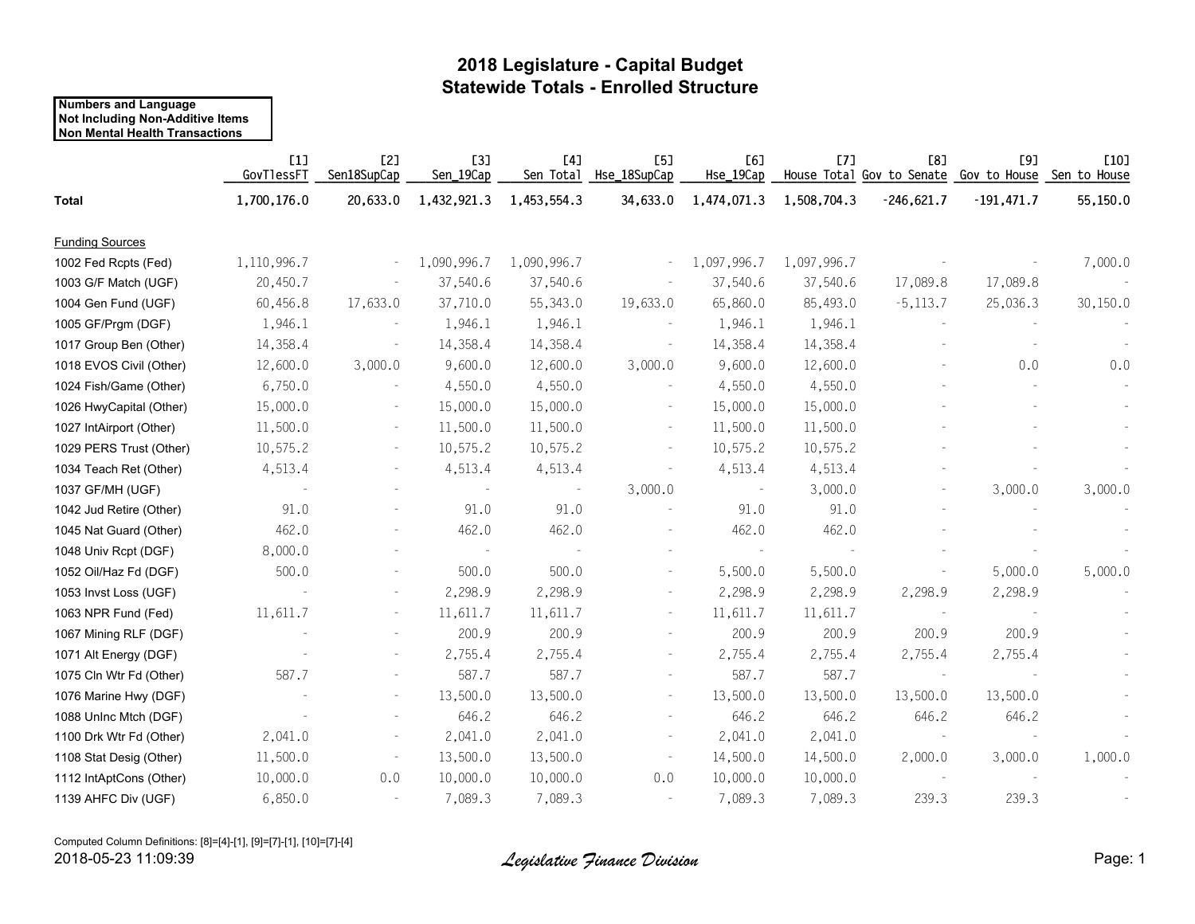# 2018 Legislature - Capital Budget
## Statewide Totals - Enrolled Structure

**Numbers and Language**
**Not Including Non-Additive Items**
**Non Mental Health Transactions**

| | [1] GovTlessFT | [2] Sen18SupCap | [3] Sen_19Cap | [4] Sen Total | [5] Hse_18SupCap | [6] Hse_19Cap | [7] House Total | [8] Gov to Senate | [9] Gov to House | [10] Sen to House |
|---|---|---|---|---|---|---|---|---|---|---|
| **Total** | **1,700,176.0** | **20,633.0** | **1,432,921.3** | **1,453,554.3** | **34,633.0** | **1,474,071.3** | **1,508,704.3** | **-246,621.7** | **-191,471.7** | **55,150.0** |
| Funding Sources | | | | | | | | | | |
| 1002 Fed Rcpts (Fed) | 1,110,996.7 | - | 1,090,996.7 | 1,090,996.7 | - | 1,097,996.7 | 1,097,996.7 | - | - | 7,000.0 |
| 1003 G/F Match (UGF) | 20,450.7 | - | 37,540.6 | 37,540.6 | - | 37,540.6 | 37,540.6 | 17,089.8 | 17,089.8 | - |
| 1004 Gen Fund (UGF) | 60,456.8 | 17,633.0 | 37,710.0 | 55,343.0 | 19,633.0 | 65,860.0 | 85,493.0 | -5,113.7 | 25,036.3 | 30,150.0 |
| 1005 GF/Prgm (DGF) | 1,946.1 | - | 1,946.1 | 1,946.1 | - | 1,946.1 | 1,946.1 | - | - | - |
| 1017 Group Ben (Other) | 14,358.4 | - | 14,358.4 | 14,358.4 | - | 14,358.4 | 14,358.4 | - | - | - |
| 1018 EVOS Civil (Other) | 12,600.0 | 3,000.0 | 9,600.0 | 12,600.0 | 3,000.0 | 9,600.0 | 12,600.0 | - | 0.0 | 0.0 |
| 1024 Fish/Game (Other) | 6,750.0 | - | 4,550.0 | 4,550.0 | - | 4,550.0 | 4,550.0 | - | - | - |
| 1026 HwyCapital (Other) | 15,000.0 | - | 15,000.0 | 15,000.0 | - | 15,000.0 | 15,000.0 | - | - | - |
| 1027 IntAirport (Other) | 11,500.0 | - | 11,500.0 | 11,500.0 | - | 11,500.0 | 11,500.0 | - | - | - |
| 1029 PERS Trust (Other) | 10,575.2 | - | 10,575.2 | 10,575.2 | - | 10,575.2 | 10,575.2 | - | - | - |
| 1034 Teach Ret (Other) | 4,513.4 | - | 4,513.4 | 4,513.4 | - | 4,513.4 | 4,513.4 | - | - | - |
| 1037 GF/MH (UGF) | - | - | - | - | 3,000.0 | - | 3,000.0 | - | 3,000.0 | 3,000.0 |
| 1042 Jud Retire (Other) | 91.0 | - | 91.0 | 91.0 | - | 91.0 | 91.0 | - | - | - |
| 1045 Nat Guard (Other) | 462.0 | - | 462.0 | 462.0 | - | 462.0 | 462.0 | - | - | - |
| 1048 Univ Rcpt (DGF) | 8,000.0 | - | - | - | - | - | - | - | - | - |
| 1052 Oil/Haz Fd (DGF) | 500.0 | - | 500.0 | 500.0 | - | 5,500.0 | 5,500.0 | - | 5,000.0 | 5,000.0 |
| 1053 Invst Loss (UGF) | - | - | 2,298.9 | 2,298.9 | - | 2,298.9 | 2,298.9 | 2,298.9 | 2,298.9 | - |
| 1063 NPR Fund (Fed) | 11,611.7 | - | 11,611.7 | 11,611.7 | - | 11,611.7 | 11,611.7 | - | - | - |
| 1067 Mining RLF (DGF) | - | - | 200.9 | 200.9 | - | 200.9 | 200.9 | 200.9 | 200.9 | - |
| 1071 Alt Energy (DGF) | - | - | 2,755.4 | 2,755.4 | - | 2,755.4 | 2,755.4 | 2,755.4 | 2,755.4 | - |
| 1075 Cln Wtr Fd (Other) | 587.7 | - | 587.7 | 587.7 | - | 587.7 | 587.7 | - | - | - |
| 1076 Marine Hwy (DGF) | - | - | 13,500.0 | 13,500.0 | - | 13,500.0 | 13,500.0 | 13,500.0 | 13,500.0 | - |
| 1088 UnInc Mtch (DGF) | - | - | 646.2 | 646.2 | - | 646.2 | 646.2 | 646.2 | 646.2 | - |
| 1100 Drk Wtr Fd (Other) | 2,041.0 | - | 2,041.0 | 2,041.0 | - | 2,041.0 | 2,041.0 | - | - | - |
| 1108 Stat Desig (Other) | 11,500.0 | - | 13,500.0 | 13,500.0 | - | 14,500.0 | 14,500.0 | 2,000.0 | 3,000.0 | 1,000.0 |
| 1112 IntAptCons (Other) | 10,000.0 | 0.0 | 10,000.0 | 10,000.0 | 0.0 | 10,000.0 | 10,000.0 | - | - | - |
| 1139 AHFC Div (UGF) | 6,850.0 | - | 7,089.3 | 7,089.3 | - | 7,089.3 | 7,089.3 | 239.3 | 239.3 | - |

Computed Column Definitions: [8]=[4]-[1], [9]=[7]-[1], [10]=[7]-[4]

2018-05-23 11:09:39

*Legislative Finance Division*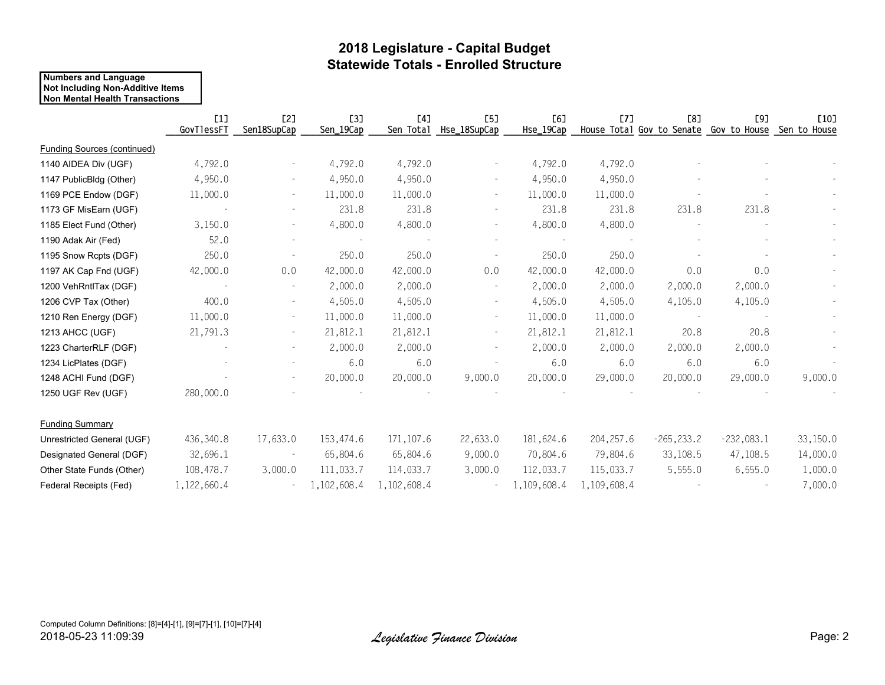# 2018 Legislature - Capital Budget
## Statewide Totals - Enrolled Structure

**Numbers and Language**
**Not Including Non-Additive Items**
**Non Mental Health Transactions**

| | [1] GovTlessFT | [2] Sen18SupCap | [3] Sen_19Cap | [4] Sen Total | [5] Hse_18SupCap | [6] Hse_19Cap | [7] House Total | [8] Gov to Senate | [9] Gov to House | [10] Sen to House |
|---|---|---|---|---|---|---|---|---|---|---|
| Funding Sources (continued) | | | | | | | | | | |
| 1140 AIDEA Div (UGF) | 4,792.0 | - | 4,792.0 | 4,792.0 | - | 4,792.0 | 4,792.0 | - | - | - |
| 1147 PublicBldg (Other) | 4,950.0 | - | 4,950.0 | 4,950.0 | - | 4,950.0 | 4,950.0 | - | - | - |
| 1169 PCE Endow (DGF) | 11,000.0 | - | 11,000.0 | 11,000.0 | - | 11,000.0 | 11,000.0 | - | - | - |
| 1173 GF MisEarn (UGF) | - | - | 231.8 | 231.8 | - | 231.8 | 231.8 | 231.8 | 231.8 | - |
| 1185 Elect Fund (Other) | 3,150.0 | - | 4,800.0 | 4,800.0 | - | 4,800.0 | 4,800.0 | - | - | - |
| 1190 Adak Air (Fed) | 52.0 | - | - | - | - | - | - | - | - | - |
| 1195 Snow Rcpts (DGF) | 250.0 | - | 250.0 | 250.0 | - | 250.0 | 250.0 | - | - | - |
| 1197 AK Cap Fnd (UGF) | 42,000.0 | 0.0 | 42,000.0 | 42,000.0 | 0.0 | 42,000.0 | 42,000.0 | 0.0 | 0.0 | - |
| 1200 VehRntlTax (DGF) | - | - | 2,000.0 | 2,000.0 | - | 2,000.0 | 2,000.0 | 2,000.0 | 2,000.0 | - |
| 1206 CVP Tax (Other) | 400.0 | - | 4,505.0 | 4,505.0 | - | 4,505.0 | 4,505.0 | 4,105.0 | 4,105.0 | - |
| 1210 Ren Energy (DGF) | 11,000.0 | - | 11,000.0 | 11,000.0 | - | 11,000.0 | 11,000.0 | - | - | - |
| 1213 AHCC (UGF) | 21,791.3 | - | 21,812.1 | 21,812.1 | - | 21,812.1 | 21,812.1 | 20.8 | 20.8 | - |
| 1223 CharterRLF (DGF) | - | - | 2,000.0 | 2,000.0 | - | 2,000.0 | 2,000.0 | 2,000.0 | 2,000.0 | - |
| 1234 LicPlates (DGF) | - | - | 6.0 | 6.0 | - | 6.0 | 6.0 | 6.0 | 6.0 | - |
| 1248 ACHI Fund (DGF) | - | - | 20,000.0 | 20,000.0 | 9,000.0 | 20,000.0 | 29,000.0 | 20,000.0 | 29,000.0 | 9,000.0 |
| 1250 UGF Rev (UGF) | 280,000.0 | - | - | - | - | - | - | - | - | - |
| Funding Summary | | | | | | | | | | |
| Unrestricted General (UGF) | 436,340.8 | 17,633.0 | 153,474.6 | 171,107.6 | 22,633.0 | 181,624.6 | 204,257.6 | -265,233.2 | -232,083.1 | 33,150.0 |
| Designated General (DGF) | 32,696.1 | - | 65,804.6 | 65,804.6 | 9,000.0 | 70,804.6 | 79,804.6 | 33,108.5 | 47,108.5 | 14,000.0 |
| Other State Funds (Other) | 108,478.7 | 3,000.0 | 111,033.7 | 114,033.7 | 3,000.0 | 112,033.7 | 115,033.7 | 5,555.0 | 6,555.0 | 1,000.0 |
| Federal Receipts (Fed) | 1,122,660.4 | - | 1,102,608.4 | 1,102,608.4 | - | 1,109,608.4 | 1,109,608.4 | - | - | 7,000.0 |

Computed Column Definitions: [8]=[4]-[1], [9]=[7]-[1], [10]=[7]-[4]

2018-05-23 11:09:39

*Legislative Finance Division*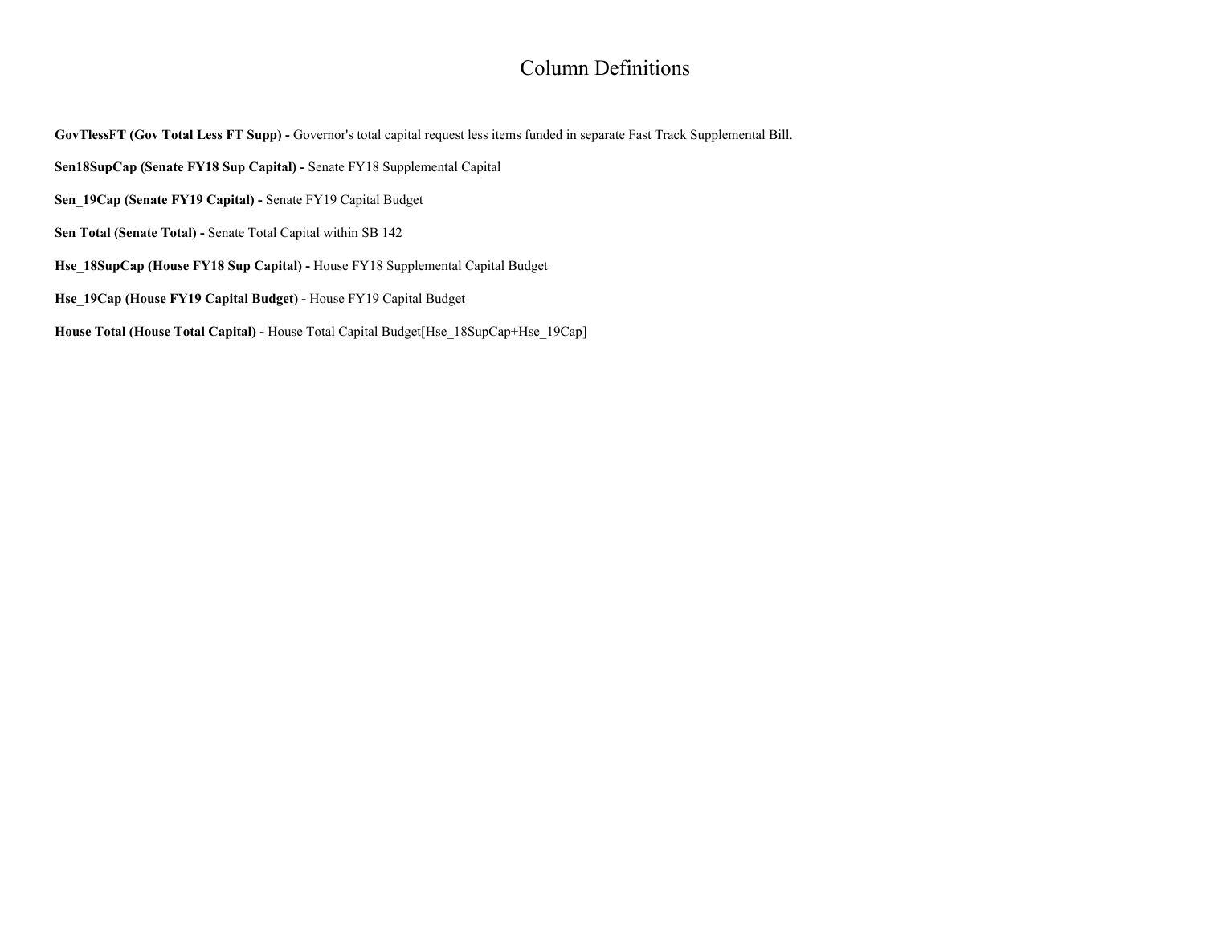# Column Definitions

**GovTlessFT (Gov Total Less FT Supp) -** Governor's total capital request less items funded in separate Fast Track Supplemental Bill.

**Sen18SupCap (Senate FY18 Sup Capital) -** Senate FY18 Supplemental Capital

**Sen_19Cap (Senate FY19 Capital) -** Senate FY19 Capital Budget

**Sen Total (Senate Total) -** Senate Total Capital within SB 142

**Hse_18SupCap (House FY18 Sup Capital) -** House FY18 Supplemental Capital Budget

**Hse_19Cap (House FY19 Capital Budget) -** House FY19 Capital Budget

**House Total (House Total Capital) -** House Total Capital Budget[Hse_18SupCap+Hse_19Cap]